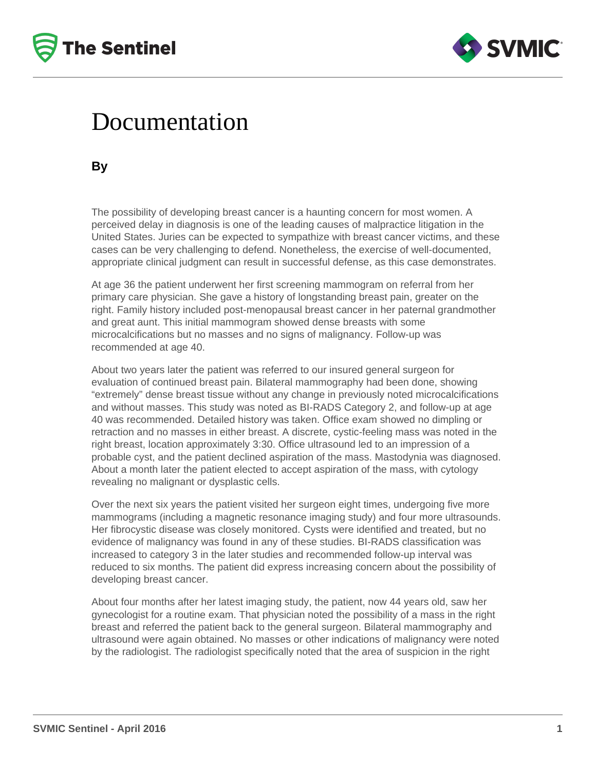# Documentation

**By**

The possibility of developing breast cancer is a haunting concern for most women. A perceived delay in diagnosis is one of the leading causes of malpractice litigation in the United States. Juries can be expected to sympathize with breast cancer victims, and these cases can be very challenging to defend. Nonetheless, the exercise of well-documented, appropriate clinical judgment can result in successful defense, as this case demonstrates.

At age 36 the patient underwent her first screening mammogram on referral from her primary care physician. She gave a history of longstanding breast pain, greater on the right. Family history included post-menopausal breast cancer in her paternal grandmother and great aunt. This initial mammogram showed dense breasts with some microcalcifications but no masses and no signs of malignancy. Follow-up was recommended at age 40.

About two years later the patient was referred to our insured general surgeon for evaluation of continued breast pain. Bilateral mammography had been done, showing "extremely" dense breast tissue without any change in previously noted microcalcifications and without masses. This study was noted as BI-RADS Category 2, and follow-up at age 40 was recommended. Detailed history was taken. Office exam showed no dimpling or retraction and no masses in either breast. A discrete, cystic-feeling mass was noted in the right breast, location approximately 3:30. Office ultrasound led to an impression of a probable cyst, and the patient declined aspiration of the mass. Mastodynia was diagnosed. About a month later the patient elected to accept aspiration of the mass, with cytology revealing no malignant or dysplastic cells.

Over the next six years the patient visited her surgeon eight times, undergoing five more mammograms (including a magnetic resonance imaging study) and four more ultrasounds. Her fibrocystic disease was closely monitored. Cysts were identified and treated, but no evidence of malignancy was found in any of these studies. BI-RADS classification was increased to category 3 in the later studies and recommended follow-up interval was reduced to six months. The patient did express increasing concern about the possibility of developing breast cancer.

About four months after her latest imaging study, the patient, now 44 years old, saw her gynecologist for a routine exam. That physician noted the possibility of a mass in the right breast and referred the patient back to the general surgeon. Bilateral mammography and ultrasound were again obtained. No masses or other indications of malignancy were noted by the radiologist. The radiologist specifically noted that the area of suspicion in the right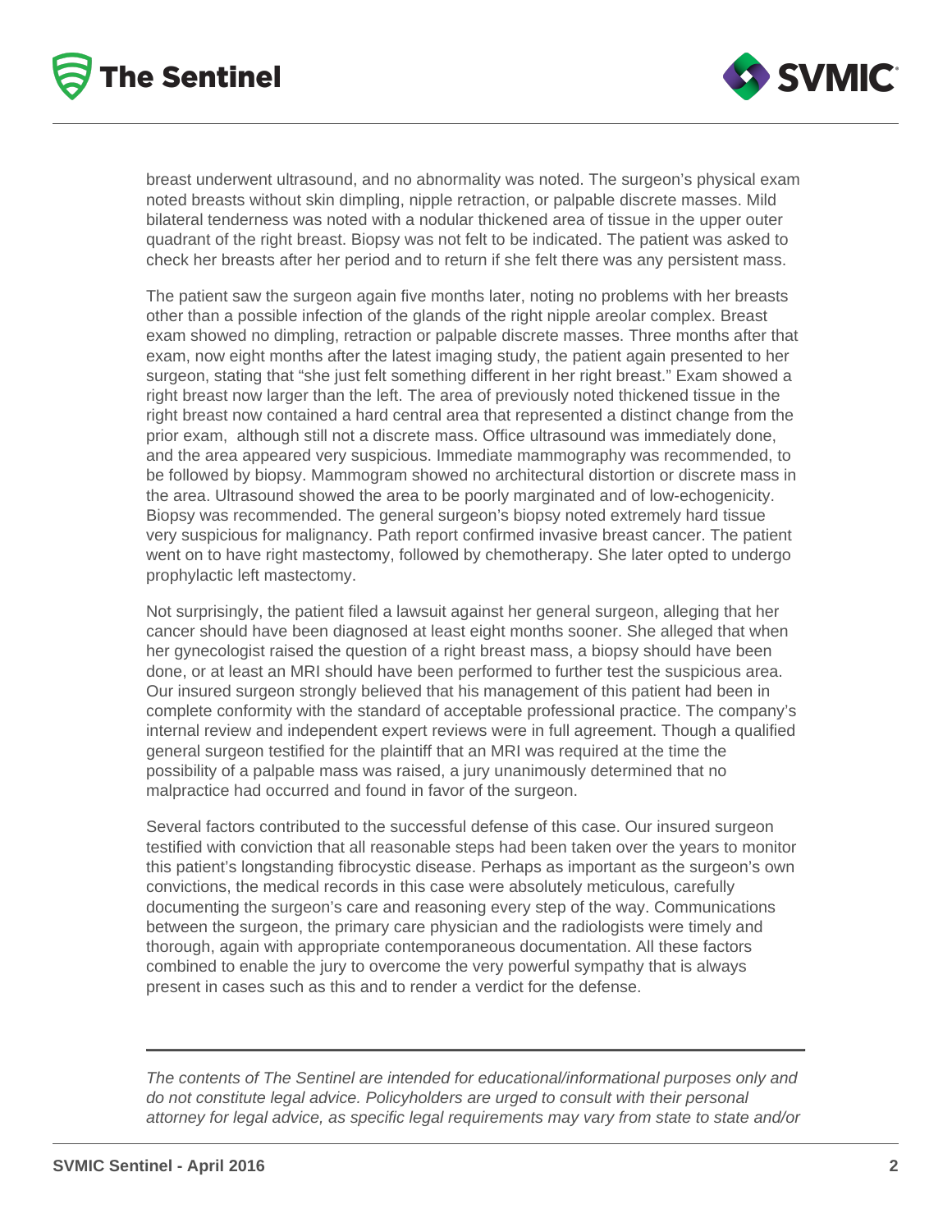breast underwent ultrasound, and no abnormality was noted. The surgeon's physical exam noted breasts without skin dimpling, nipple retraction, or palpable discrete masses. Mild bilateral tenderness was noted with a nodular thickened area of tissue in the upper outer quadrant of the right breast. Biopsy was not felt to be indicated. The patient was asked to check her breasts after her period and to return if she felt there was any persistent mass.

The patient saw the surgeon again five months later, noting no problems with her breasts other than a possible infection of the glands of the right nipple areolar complex. Breast exam showed no dimpling, retraction or palpable discrete masses. Three months after that exam, now eight months after the latest imaging study, the patient again presented to her surgeon, stating that "she just felt something different in her right breast." Exam showed a right breast now larger than the left. The area of previously noted thickened tissue in the right breast now contained a hard central area that represented a distinct change from the prior exam, although still not a discrete mass. Office ultrasound was immediately done, and the area appeared very suspicious. Immediate mammography was recommended, to be followed by biopsy. Mammogram showed no architectural distortion or discrete mass in the area. Ultrasound showed the area to be poorly marginated and of low-echogenicity. Biopsy was recommended. The general surgeon's biopsy noted extremely hard tissue very suspicious for malignancy. Path report confirmed invasive breast cancer. The patient went on to have right mastectomy, followed by chemotherapy. She later opted to undergo prophylactic left mastectomy.

Not surprisingly, the patient filed a lawsuit against her general surgeon, alleging that her cancer should have been diagnosed at least eight months sooner. She alleged that when her gynecologist raised the question of a right breast mass, a biopsy should have been done, or at least an MRI should have been performed to further test the suspicious area. Our insured surgeon strongly believed that his management of this patient had been in complete conformity with the standard of acceptable professional practice. The company's internal review and independent expert reviews were in full agreement. Though a qualified general surgeon testified for the plaintiff that an MRI was required at the time the possibility of a palpable mass was raised, a jury unanimously determined that no malpractice had occurred and found in favor of the surgeon.

Several factors contributed to the successful defense of this case. Our insured surgeon testified with conviction that all reasonable steps had been taken over the years to monitor this patient's longstanding fibrocystic disease. Perhaps as important as the surgeon's own convictions, the medical records in this case were absolutely meticulous, carefully documenting the surgeon's care and reasoning every step of the way. Communications between the surgeon, the primary care physician and the radiologists were timely and thorough, again with appropriate contemporaneous documentation. All these factors combined to enable the jury to overcome the very powerful sympathy that is always present in cases such as this and to render a verdict for the defense.

---

*The contents of The Sentinel are intended for educational/informational purposes only and do not constitute legal advice. Policyholders are urged to consult with their personal attorney for legal advice, as specific legal requirements may vary from state to state and/or*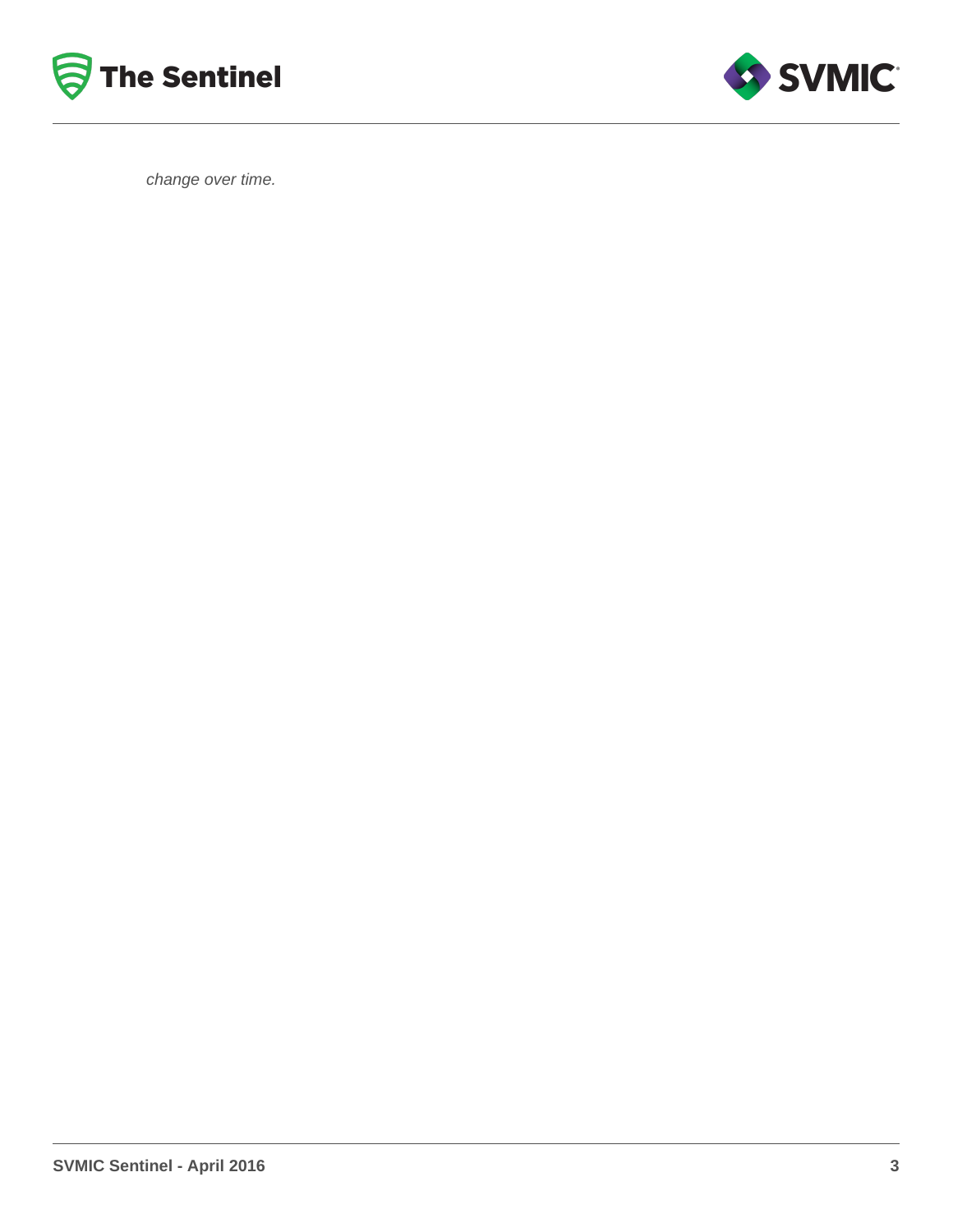*change over time.*